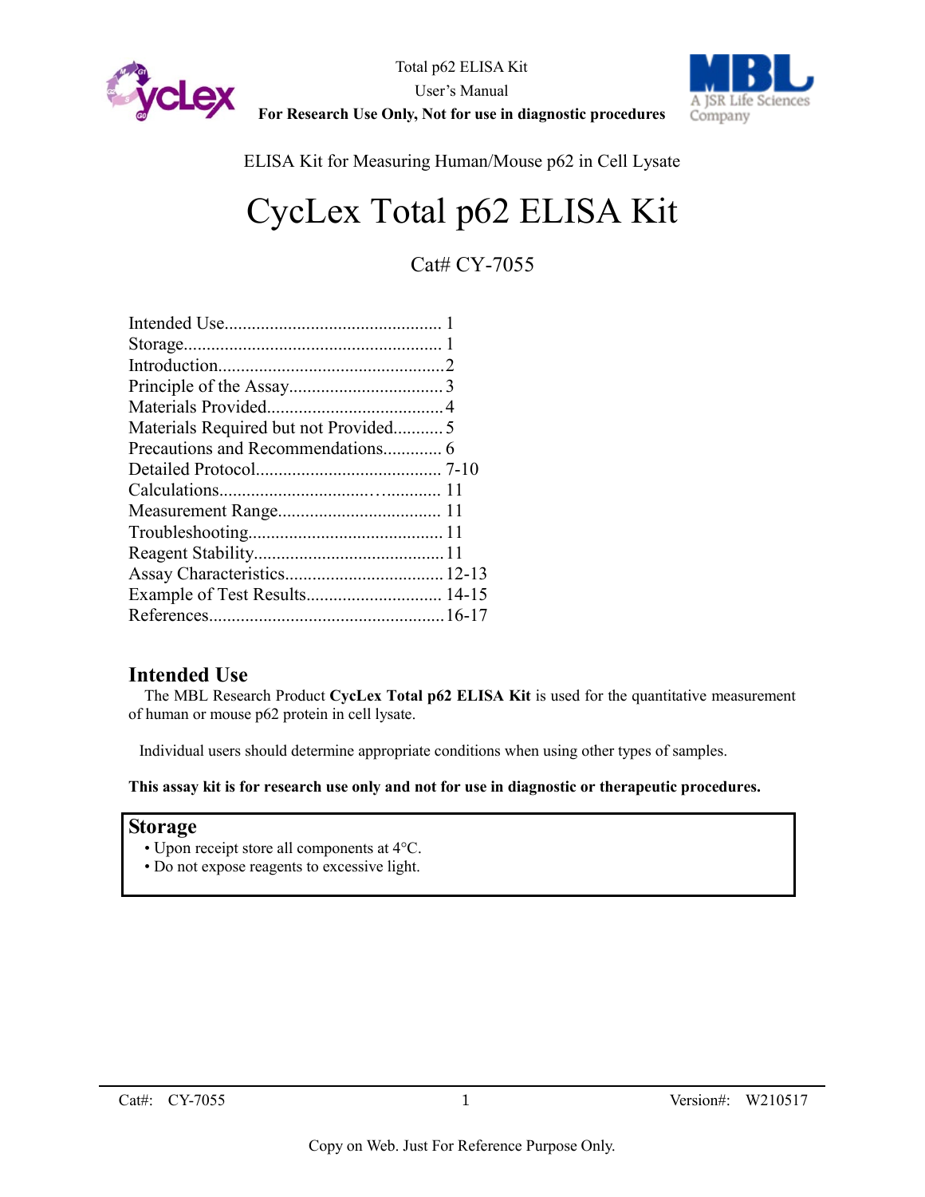Total p62 ELISA Kit
User's Manual
**For Research Use Only, Not for use in diagnostic procedures**

ELISA Kit for Measuring Human/Mouse p62 in Cell Lysate

# CycLex Total p62 ELISA Kit

Cat# CY-7055

Intended Use................................................ 1
Storage......................................................... 1
Introduction..................................................2
Principle of the Assay..................................3
Materials Provided.......................................4
Materials Required but not Provided...........5
Precautions and Recommendations............. 6
Detailed Protocol......................................... 7-10
Calculations................................................. 11
Measurement Range.................................... 11
Troubleshooting...........................................11
Reagent Stability..........................................11
Assay Characteristics...................................12-13
Example of Test Results.............................. 14-15
References....................................................16-17

## Intended Use

The MBL Research Product **CycLex Total p62 ELISA Kit** is used for the quantitative measurement of human or mouse p62 protein in cell lysate.

Individual users should determine appropriate conditions when using other types of samples.

**This assay kit is for research use only and not for use in diagnostic or therapeutic procedures.**

## Storage

- Upon receipt store all components at 4°C.
- Do not expose reagents to excessive light.

Copy on Web. Just For Reference Purpose Only.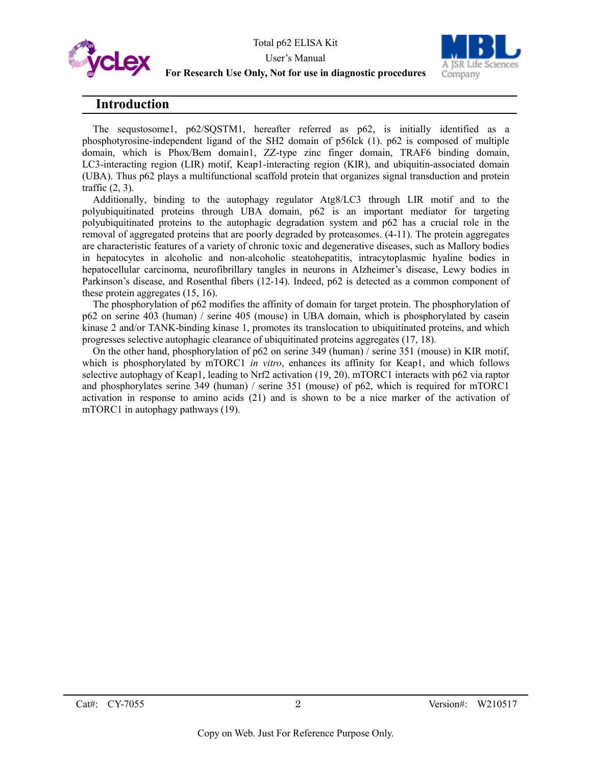## Introduction

The sequstosome1, p62/SQSTM1, hereafter referred as p62, is initially identified as a phosphotyrosine-independent ligand of the SH2 domain of p56lck (1). p62 is composed of multiple domain, which is Phox/Bem domain1, ZZ-type zinc finger domain, TRAF6 binding domain, LC3-interacting region (LIR) motif, Keap1-interacting region (KIR), and ubiquitin-associated domain (UBA). Thus p62 plays a multifunctional scaffold protein that organizes signal transduction and protein traffic (2, 3).

Additionally, binding to the autophagy regulator Atg8/LC3 through LIR motif and to the polyubiquitinated proteins through UBA domain, p62 is an important mediator for targeting polyubiquitinated proteins to the autophagic degradation system and p62 has a crucial role in the removal of aggregated proteins that are poorly degraded by proteasomes. (4-11). The protein aggregates are characteristic features of a variety of chronic toxic and degenerative diseases, such as Mallory bodies in hepatocytes in alcoholic and non-alcoholic steatohepatitis, intracytoplasmic hyaline bodies in hepatocellular carcinoma, neurofibrillary tangles in neurons in Alzheimer's disease, Lewy bodies in Parkinson's disease, and Rosenthal fibers (12-14). Indeed, p62 is detected as a common component of these protein aggregates (15, 16).

The phosphorylation of p62 modifies the affinity of domain for target protein. The phosphorylation of p62 on serine 403 (human) / serine 405 (mouse) in UBA domain, which is phosphorylated by casein kinase 2 and/or TANK-binding kinase 1, promotes its translocation to ubiquitinated proteins, and which progresses selective autophagic clearance of ubiquitinated proteins aggregates (17, 18).

On the other hand, phosphorylation of p62 on serine 349 (human) / serine 351 (mouse) in KIR motif, which is phosphorylated by mTORC1 *in vitro*, enhances its affinity for Keap1, and which follows selective autophagy of Keap1, leading to Nrf2 activation (19, 20). mTORC1 interacts with p62 via raptor and phosphorylates serine 349 (human) / serine 351 (mouse) of p62, which is required for mTORC1 activation in response to amino acids (21) and is shown to be a nice marker of the activation of mTORC1 in autophagy pathways (19).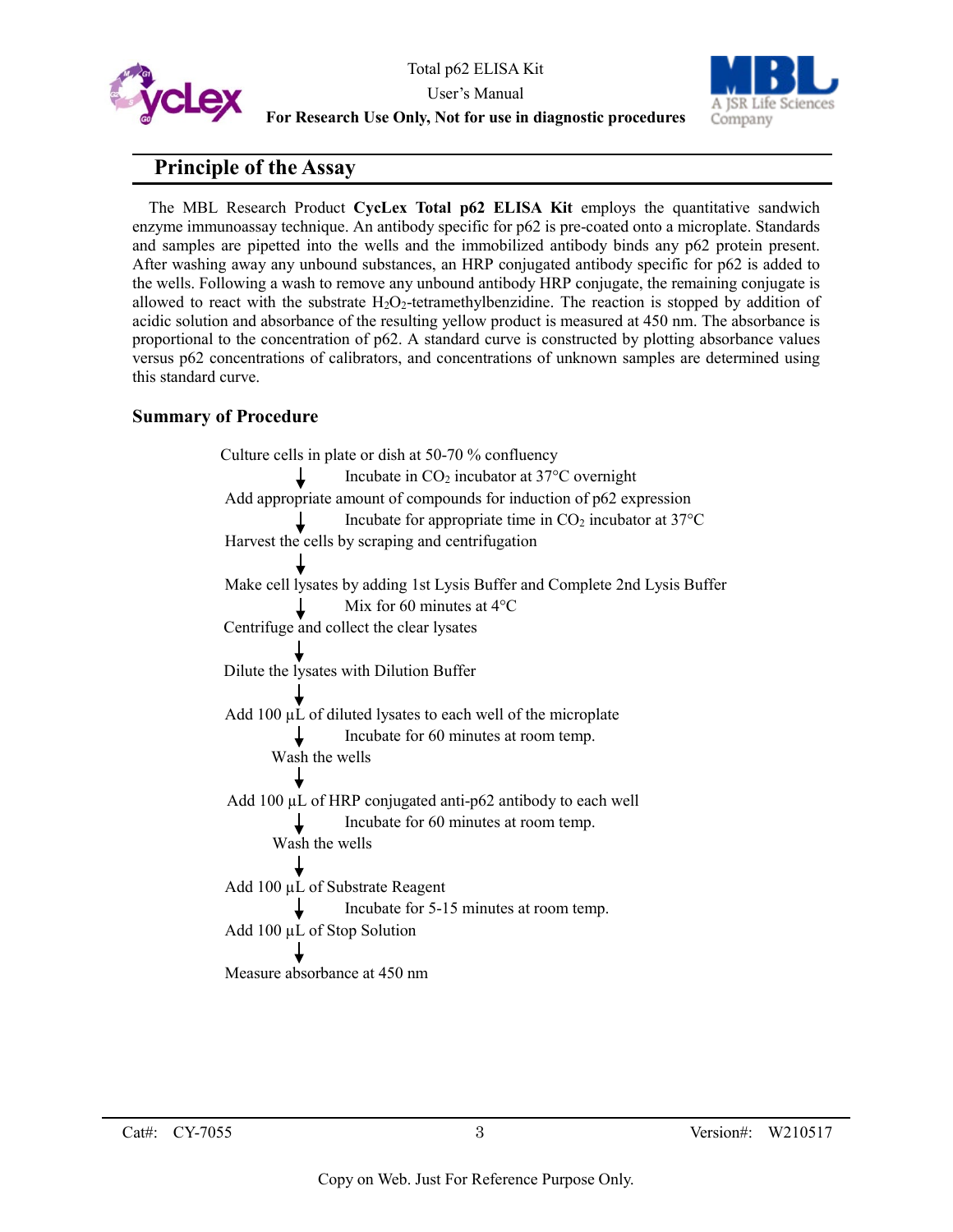## Principle of the Assay

The MBL Research Product **CycLex Total p62 ELISA Kit** employs the quantitative sandwich enzyme immunoassay technique. An antibody specific for p62 is pre-coated onto a microplate. Standards and samples are pipetted into the wells and the immobilized antibody binds any p62 protein present. After washing away any unbound substances, an HRP conjugated antibody specific for p62 is added to the wells. Following a wash to remove any unbound antibody HRP conjugate, the remaining conjugate is allowed to react with the substrate $H_2O_2$-tetramethylbenzidine. The reaction is stopped by addition of acidic solution and absorbance of the resulting yellow product is measured at 450 nm. The absorbance is proportional to the concentration of p62. A standard curve is constructed by plotting absorbance values versus p62 concentrations of calibrators, and concentrations of unknown samples are determined using this standard curve.

### Summary of Procedure

Culture cells in plate or dish at 50-70 % confluency

↓ Incubate in $CO_2$ incubator at 37°C overnight

Add appropriate amount of compounds for induction of p62 expression

↓ Incubate for appropriate time in $CO_2$ incubator at 37°C

Harvest the cells by scraping and centrifugation

↓

Make cell lysates by adding 1st Lysis Buffer and Complete 2nd Lysis Buffer

↓ Mix for 60 minutes at 4°C

Centrifuge and collect the clear lysates

↓

Dilute the lysates with Dilution Buffer

↓

Add 100 µL of diluted lysates to each well of the microplate

↓ Incubate for 60 minutes at room temp.

Wash the wells

↓

Add 100 µL of HRP conjugated anti-p62 antibody to each well

↓ Incubate for 60 minutes at room temp.

Wash the wells

↓

Add 100 µL of Substrate Reagent

↓ Incubate for 5-15 minutes at room temp.

Add 100 µL of Stop Solution

↓

Measure absorbance at 450 nm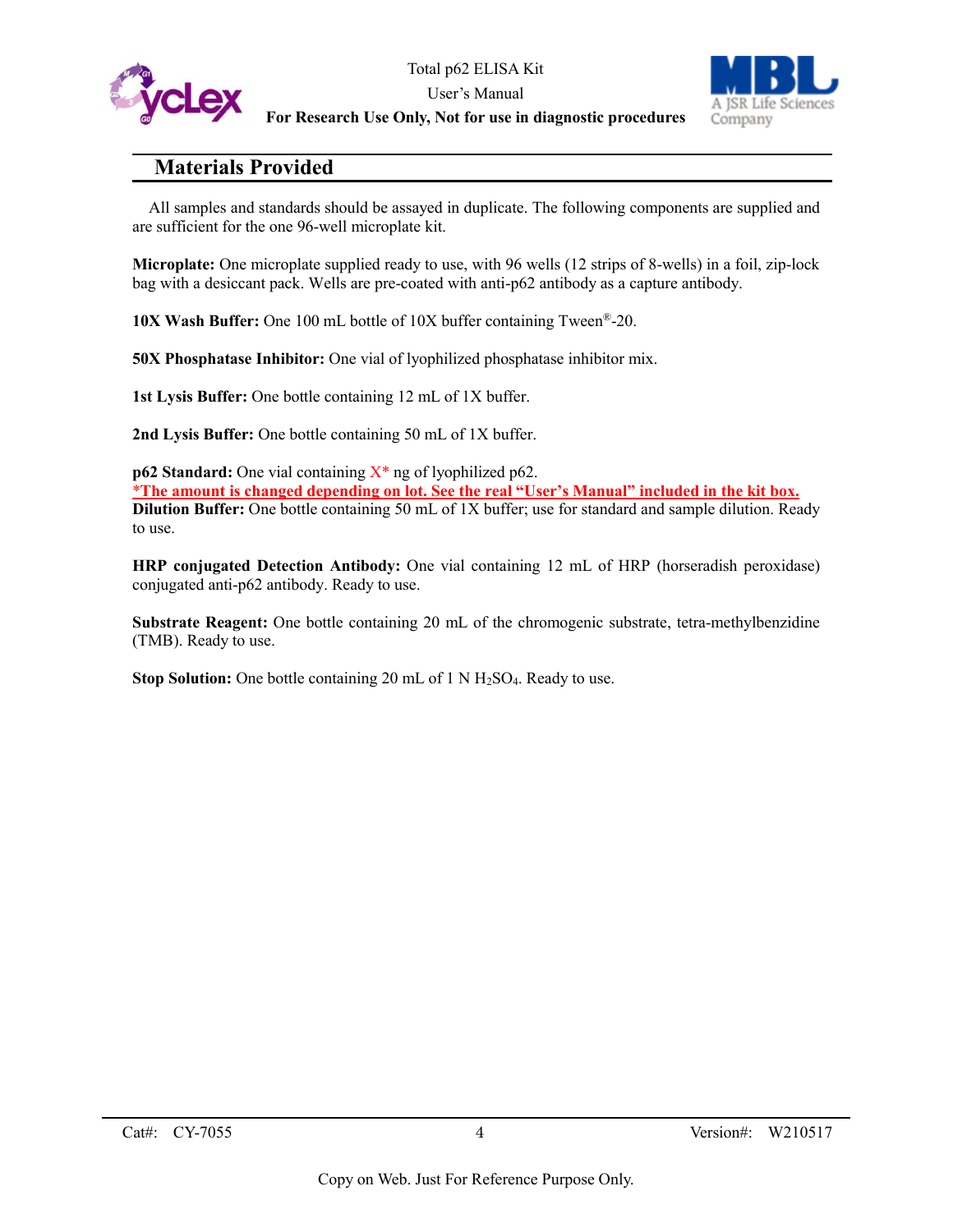## Materials Provided

All samples and standards should be assayed in duplicate. The following components are supplied and are sufficient for the one 96-well microplate kit.

**Microplate:** One microplate supplied ready to use, with 96 wells (12 strips of 8-wells) in a foil, zip-lock bag with a desiccant pack. Wells are pre-coated with anti-p62 antibody as a capture antibody.

**10X Wash Buffer:** One 100 mL bottle of 10X buffer containing Tween®-20.

**50X Phosphatase Inhibitor:** One vial of lyophilized phosphatase inhibitor mix.

**1st Lysis Buffer:** One bottle containing 12 mL of 1X buffer.

**2nd Lysis Buffer:** One bottle containing 50 mL of 1X buffer.

**p62 Standard:** One vial containing X* ng of lyophilized p62.
*The amount is changed depending on lot. See the real "User's Manual" included in the kit box.
**Dilution Buffer:** One bottle containing 50 mL of 1X buffer; use for standard and sample dilution. Ready to use.

**HRP conjugated Detection Antibody:** One vial containing 12 mL of HRP (horseradish peroxidase) conjugated anti-p62 antibody. Ready to use.

**Substrate Reagent:** One bottle containing 20 mL of the chromogenic substrate, tetra-methylbenzidine (TMB). Ready to use.

**Stop Solution:** One bottle containing 20 mL of 1 N $H_2SO_4$. Ready to use.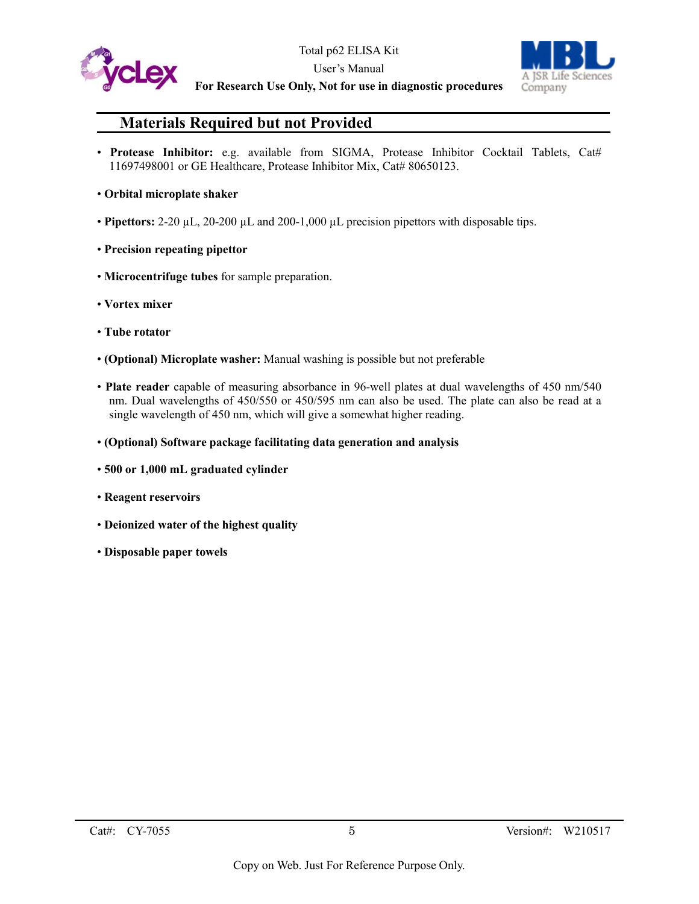## Materials Required but not Provided

- **Protease Inhibitor:** e.g. available from SIGMA, Protease Inhibitor Cocktail Tablets, Cat# 11697498001 or GE Healthcare, Protease Inhibitor Mix, Cat# 80650123.
- **Orbital microplate shaker**
- **Pipettors:** 2-20 µL, 20-200 µL and 200-1,000 µL precision pipettors with disposable tips.
- **Precision repeating pipettor**
- **Microcentrifuge tubes** for sample preparation.
- **Vortex mixer**
- **Tube rotator**
- **(Optional) Microplate washer:** Manual washing is possible but not preferable
- **Plate reader** capable of measuring absorbance in 96-well plates at dual wavelengths of 450 nm/540 nm. Dual wavelengths of 450/550 or 450/595 nm can also be used. The plate can also be read at a single wavelength of 450 nm, which will give a somewhat higher reading.
- **(Optional) Software package facilitating data generation and analysis**
- **500 or 1,000 mL graduated cylinder**
- **Reagent reservoirs**
- **Deionized water of the highest quality**
- **Disposable paper towels**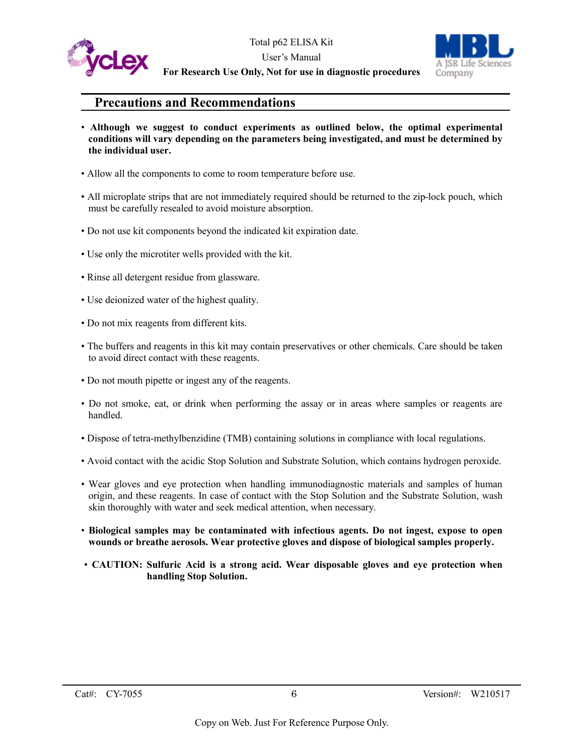## Precaution and Recommendations

- **Although we suggest to conduct experiments as outlined below, the optimal experimental conditions will vary depending on the parameters being investigated, and must be determined by the individual user.**

- Allow all the components to come to room temperature before use.

- All microplate strips that are not immediately required should be returned to the zip-lock pouch, which must be carefully resealed to avoid moisture absorption.

- Do not use kit components beyond the indicated kit expiration date.

- Use only the microtiter wells provided with the kit.

- Rinse all detergent residue from glassware.

- Use deionized water of the highest quality.

- Do not mix reagents from different kits.

- The buffers and reagents in this kit may contain preservatives or other chemicals. Care should be taken to avoid direct contact with these reagents.

- Do not mouth pipette or ingest any of the reagents.

- Do not smoke, eat, or drink when performing the assay or in areas where samples or reagents are handled.

- Dispose of tetra-methylbenzidine (TMB) containing solutions in compliance with local regulations.

- Avoid contact with the acidic Stop Solution and Substrate Solution, which contains hydrogen peroxide.

- Wear gloves and eye protection when handling immunodiagnostic materials and samples of human origin, and these reagents. In case of contact with the Stop Solution and the Substrate Solution, wash skin thoroughly with water and seek medical attention, when necessary.

- **Biological samples may be contaminated with infectious agents. Do not ingest, expose to open wounds or breathe aerosols. Wear protective gloves and dispose of biological samples properly.**

- **CAUTION: Sulfuric Acid is a strong acid. Wear disposable gloves and eye protection when handling Stop Solution.**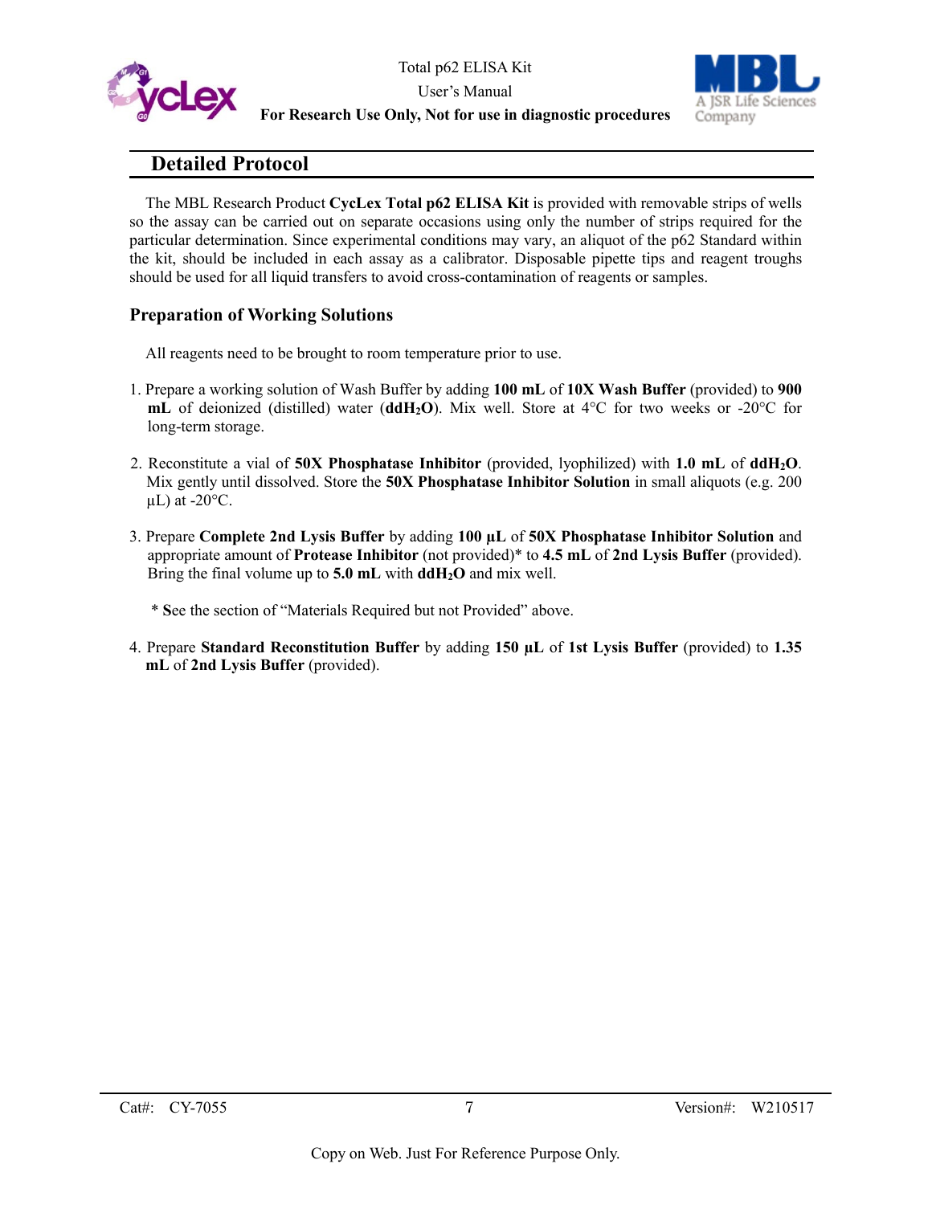## Detailed Protocol

The MBL Research Product **CycLex Total p62 ELISA Kit** is provided with removable strips of wells so the assay can be carried out on separate occasions using only the number of strips required for the particular determination. Since experimental conditions may vary, an aliquot of the p62 Standard within the kit, should be included in each assay as a calibrator. Disposable pipette tips and reagent troughs should be used for all liquid transfers to avoid cross-contamination of reagents or samples.

### Preparation of Working Solutions

All reagents need to be brought to room temperature prior to use.

1. Prepare a working solution of Wash Buffer by adding **100 mL** of **10X Wash Buffer** (provided) to **900 mL** of deionized (distilled) water (**ddH$_2$O**). Mix well. Store at 4°C for two weeks or -20°C for long-term storage.

2. Reconstitute a vial of **50X Phosphatase Inhibitor** (provided, lyophilized) with **1.0 mL** of **ddH$_2$O**. Mix gently until dissolved. Store the **50X Phosphatase Inhibitor Solution** in small aliquots (e.g. 200 µL) at -20°C.

3. Prepare **Complete 2nd Lysis Buffer** by adding **100 µL** of **50X Phosphatase Inhibitor Solution** and appropriate amount of **Protease Inhibitor** (not provided)* to **4.5 mL** of **2nd Lysis Buffer** (provided). Bring the final volume up to **5.0 mL** with **ddH$_2$O** and mix well.

   * **S**ee the section of "Materials Required but not Provided" above.

4. Prepare **Standard Reconstitution Buffer** by adding **150 µL** of **1st Lysis Buffer** (provided) to **1.35 mL** of **2nd Lysis Buffer** (provided).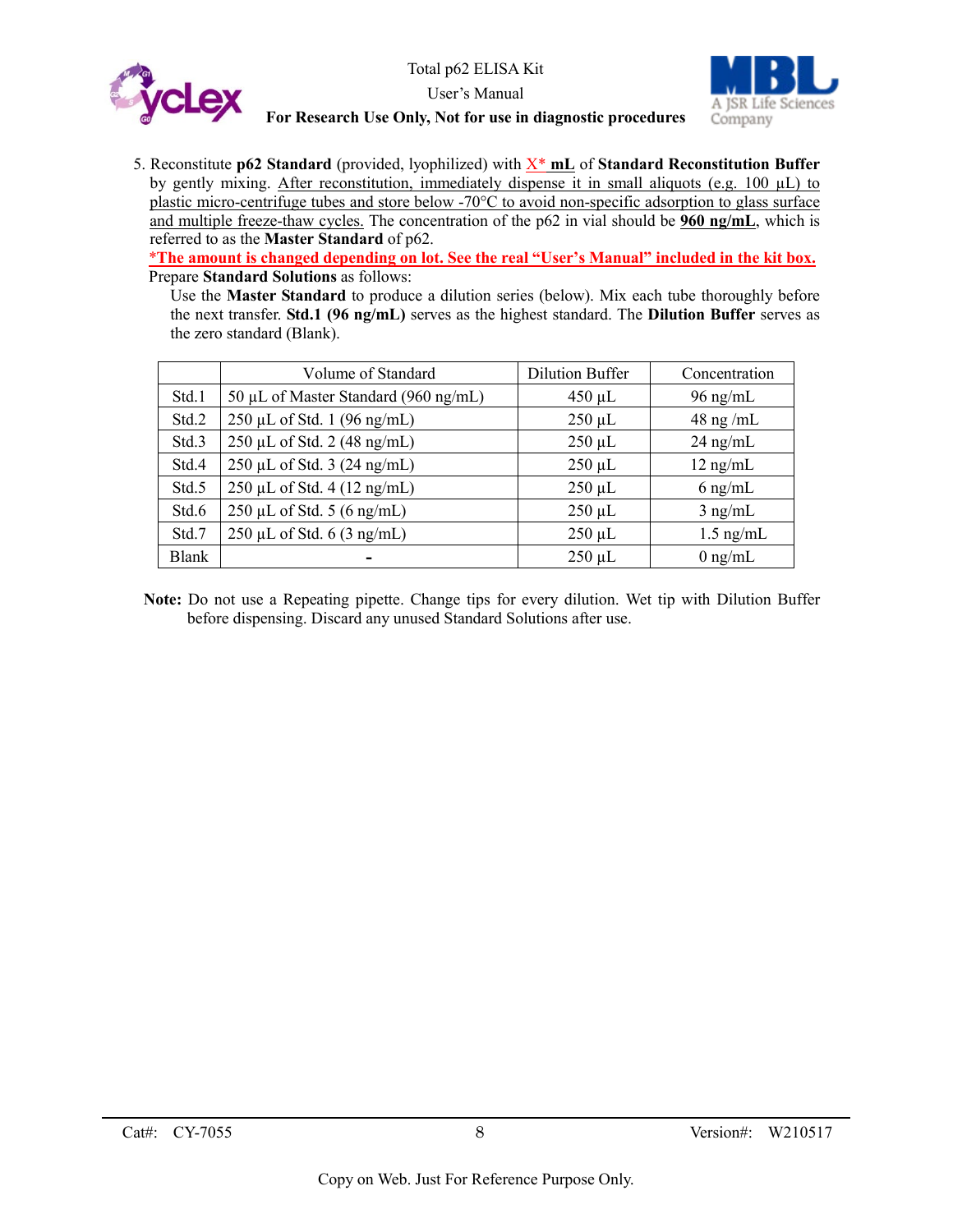5. Reconstitute **p62 Standard** (provided, lyophilized) with X* **mL** of **Standard Reconstitution Buffer** by gently mixing. After reconstitution, immediately dispense it in small aliquots (e.g. 100 µL) to plastic micro-centrifuge tubes and store below -70°C to avoid non-specific adsorption to glass surface and multiple freeze-thaw cycles. The concentration of the p62 in vial should be **960 ng/mL**, which is referred to as the **Master Standard** of p62.
   ***The amount is changed depending on lot. See the real "User's Manual" included in the kit box.**
   Prepare **Standard Solutions** as follows:
   Use the **Master Standard** to produce a dilution series (below). Mix each tube thoroughly before the next transfer. **Std.1 (96 ng/mL)** serves as the highest standard. The **Dilution Buffer** serves as the zero standard (Blank).

| | Volume of Standard | Dilution Buffer | Concentration |
|---|---|---|---|
| Std.1 | 50 µL of Master Standard (960 ng/mL) | 450 µL | 96 ng/mL |
| Std.2 | 250 µL of Std. 1 (96 ng/mL) | 250 µL | 48 ng /mL |
| Std.3 | 250 µL of Std. 2 (48 ng/mL) | 250 µL | 24 ng/mL |
| Std.4 | 250 µL of Std. 3 (24 ng/mL) | 250 µL | 12 ng/mL |
| Std.5 | 250 µL of Std. 4 (12 ng/mL) | 250 µL | 6 ng/mL |
| Std.6 | 250 µL of Std. 5 (6 ng/mL) | 250 µL | 3 ng/mL |
| Std.7 | 250 µL of Std. 6 (3 ng/mL) | 250 µL | 1.5 ng/mL |
| Blank | - | 250 µL | 0 ng/mL |

**Note:** Do not use a Repeating pipette. Change tips for every dilution. Wet tip with Dilution Buffer before dispensing. Discard any unused Standard Solutions after use.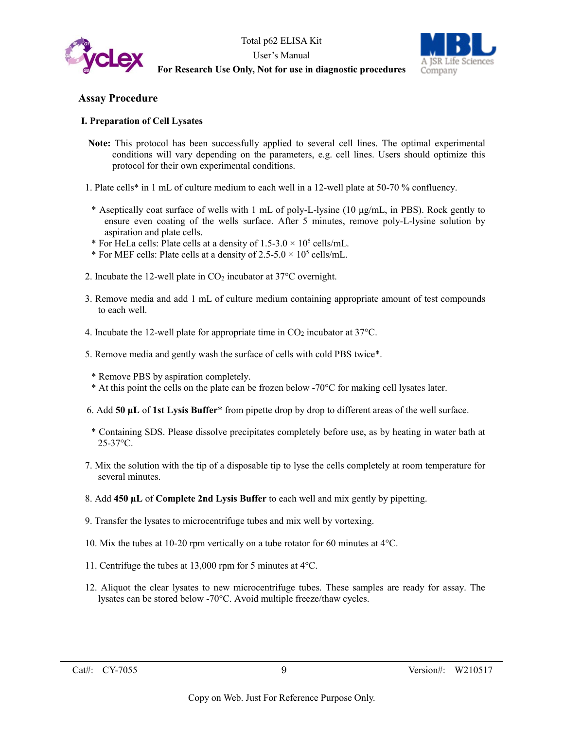## Assay Procedure

### I. Preparation of Cell Lysates

**Note:** This protocol has been successfully applied to several cell lines. The optimal experimental conditions will vary depending on the parameters, e.g. cell lines. Users should optimize this protocol for their own experimental conditions.

1. Plate cells* in 1 mL of culture medium to each well in a 12-well plate at 50-70 % confluency.

   * Aseptically coat surface of wells with 1 mL of poly-L-lysine (10 µg/mL, in PBS). Rock gently to ensure even coating of the wells surface. After 5 minutes, remove poly-L-lysine solution by aspiration and plate cells.
   * For HeLa cells: Plate cells at a density of 1.5-3.0 × $10^5$ cells/mL.
   * For MEF cells: Plate cells at a density of 2.5-5.0 × $10^5$ cells/mL.

2. Incubate the 12-well plate in $CO_2$ incubator at 37°C overnight.

3. Remove media and add 1 mL of culture medium containing appropriate amount of test compounds to each well.

4. Incubate the 12-well plate for appropriate time in $CO_2$ incubator at 37°C.

5. Remove media and gently wash the surface of cells with cold PBS twice*.

   * Remove PBS by aspiration completely.
   * At this point the cells on the plate can be frozen below -70°C for making cell lysates later.

6. Add **50 µL** of **1st Lysis Buffer*** from pipette drop by drop to different areas of the well surface.

   * Containing SDS. Please dissolve precipitates completely before use, as by heating in water bath at 25-37°C.

7. Mix the solution with the tip of a disposable tip to lyse the cells completely at room temperature for several minutes.

8. Add **450 µL** of **Complete 2nd Lysis Buffer** to each well and mix gently by pipetting.

9. Transfer the lysates to microcentrifuge tubes and mix well by vortexing.

10. Mix the tubes at 10-20 rpm vertically on a tube rotator for 60 minutes at 4°C.

11. Centrifuge the tubes at 13,000 rpm for 5 minutes at 4°C.

12. Aliquot the clear lysates to new microcentrifuge tubes. These samples are ready for assay. The lysates can be stored below -70°C. Avoid multiple freeze/thaw cycles.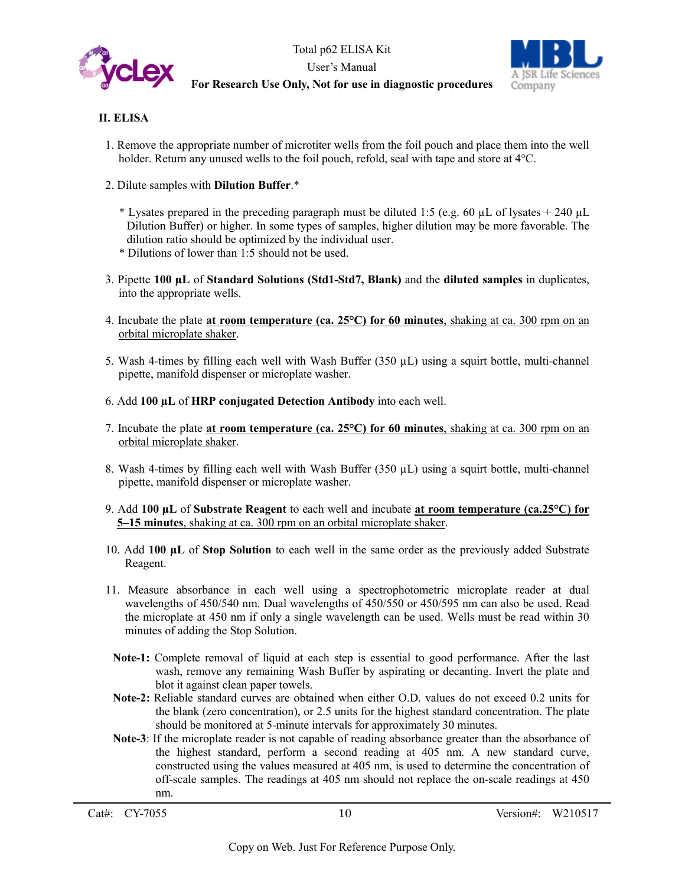## II. ELISA

1. Remove the appropriate number of microtiter wells from the foil pouch and place them into the well holder. Return any unused wells to the foil pouch, refold, seal with tape and store at 4°C.

2. Dilute samples with **Dilution Buffer**.*

   * Lysates prepared in the preceding paragraph must be diluted 1:5 (e.g. 60 µL of lysates + 240 µL Dilution Buffer) or higher. In some types of samples, higher dilution may be more favorable. The dilution ratio should be optimized by the individual user.
   * Dilutions of lower than 1:5 should not be used.

3. Pipette **100 µL** of **Standard Solutions (Std1-Std7, Blank)** and the **diluted samples** in duplicates, into the appropriate wells.

4. Incubate the plate **at room temperature (ca. 25°C) for 60 minutes**, shaking at ca. 300 rpm on an orbital microplate shaker.

5. Wash 4-times by filling each well with Wash Buffer (350 µL) using a squirt bottle, multi-channel pipette, manifold dispenser or microplate washer.

6. Add **100 µL** of **HRP conjugated Detection Antibody** into each well.

7. Incubate the plate **at room temperature (ca. 25°C) for 60 minutes**, shaking at ca. 300 rpm on an orbital microplate shaker.

8. Wash 4-times by filling each well with Wash Buffer (350 µL) using a squirt bottle, multi-channel pipette, manifold dispenser or microplate washer.

9. Add **100 µL** of **Substrate Reagent** to each well and incubate **at room temperature (ca.25°C) for 5–15 minutes**, shaking at ca. 300 rpm on an orbital microplate shaker.

10. Add **100 µL** of **Stop Solution** to each well in the same order as the previously added Substrate Reagent.

11. Measure absorbance in each well using a spectrophotometric microplate reader at dual wavelengths of 450/540 nm. Dual wavelengths of 450/550 or 450/595 nm can also be used. Read the microplate at 450 nm if only a single wavelength can be used. Wells must be read within 30 minutes of adding the Stop Solution.

**Note-1:** Complete removal of liquid at each step is essential to good performance. After the last wash, remove any remaining Wash Buffer by aspirating or decanting. Invert the plate and blot it against clean paper towels.

**Note-2:** Reliable standard curves are obtained when either O.D. values do not exceed 0.2 units for the blank (zero concentration), or 2.5 units for the highest standard concentration. The plate should be monitored at 5-minute intervals for approximately 30 minutes.

**Note-3**: If the microplate reader is not capable of reading absorbance greater than the absorbance of the highest standard, perform a second reading at 405 nm. A new standard curve, constructed using the values measured at 405 nm, is used to determine the concentration of off-scale samples. The readings at 405 nm should not replace the on-scale readings at 450 nm.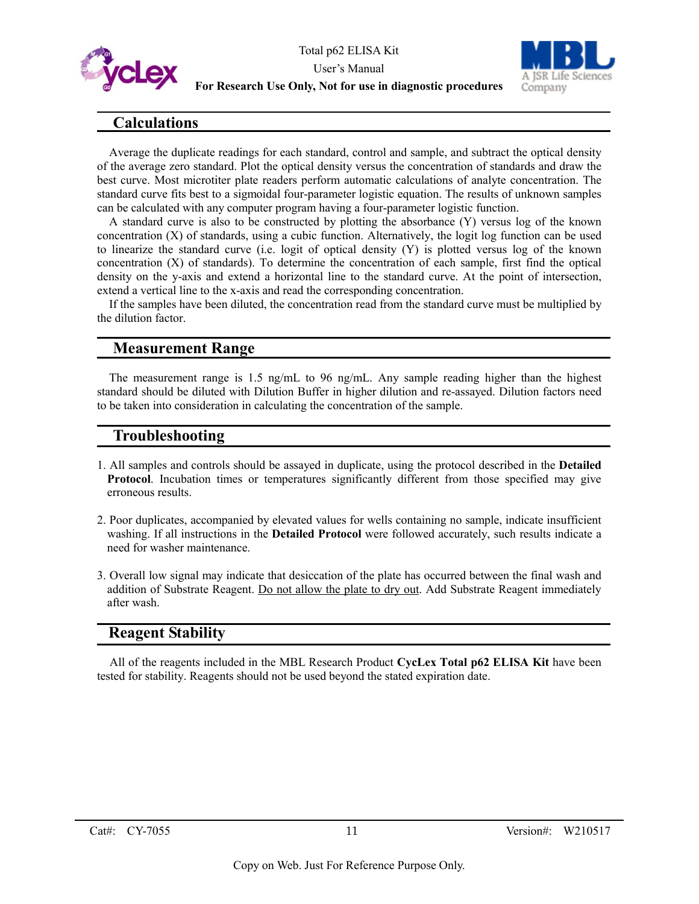## Calculations

Average the duplicate readings for each standard, control and sample, and subtract the optical density of the average zero standard. Plot the optical density versus the concentration of standards and draw the best curve. Most microtiter plate readers perform automatic calculations of analyte concentration. The standard curve fits best to a sigmoidal four-parameter logistic equation. The results of unknown samples can be calculated with any computer program having a four-parameter logistic function.

A standard curve is also to be constructed by plotting the absorbance (Y) versus log of the known concentration (X) of standards, using a cubic function. Alternatively, the logit log function can be used to linearize the standard curve (i.e. logit of optical density (Y) is plotted versus log of the known concentration (X) of standards). To determine the concentration of each sample, first find the optical density on the y-axis and extend a horizontal line to the standard curve. At the point of intersection, extend a vertical line to the x-axis and read the corresponding concentration.

If the samples have been diluted, the concentration read from the standard curve must be multiplied by the dilution factor.

## Measurement Range

The measurement range is 1.5 ng/mL to 96 ng/mL. Any sample reading higher than the highest standard should be diluted with Dilution Buffer in higher dilution and re-assayed. Dilution factors need to be taken into consideration in calculating the concentration of the sample.

## Troubleshooting

1. All samples and controls should be assayed in duplicate, using the protocol described in the **Detailed Protocol**. Incubation times or temperatures significantly different from those specified may give erroneous results.

2. Poor duplicates, accompanied by elevated values for wells containing no sample, indicate insufficient washing. If all instructions in the **Detailed Protocol** were followed accurately, such results indicate a need for washer maintenance.

3. Overall low signal may indicate that desiccation of the plate has occurred between the final wash and addition of Substrate Reagent. Do not allow the plate to dry out. Add Substrate Reagent immediately after wash.

## Reagent Stability

All of the reagents included in the MBL Research Product **CycLex Total p62 ELISA Kit** have been tested for stability. Reagents should not be used beyond the stated expiration date.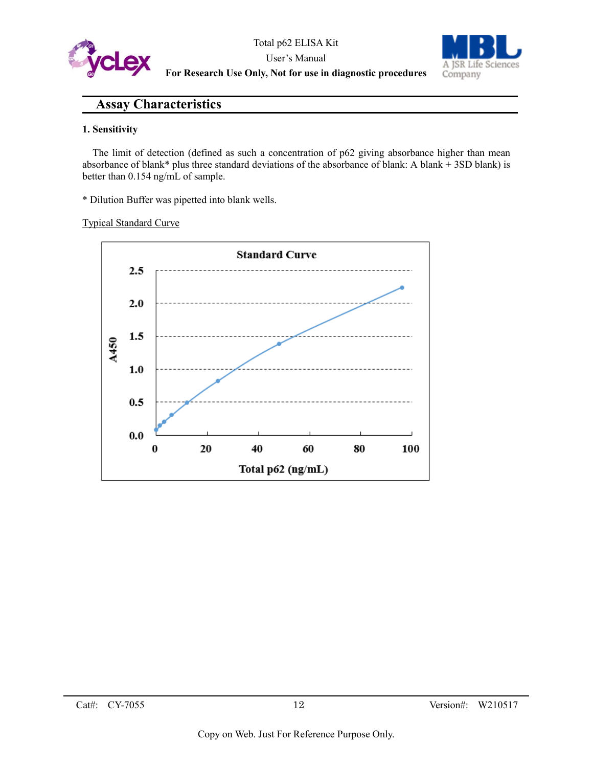## Assay Characteristics

**1. Sensitivity**

The limit of detection (defined as such a concentration of p62 giving absorbance higher than mean absorbance of blank* plus three standard deviations of the absorbance of blank: A blank + 3SD blank) is better than 0.154 ng/mL of sample.

* Dilution Buffer was pipetted into blank wells.

Typical Standard Curve

**Standard Curve**

A450

Total p62 (ng/mL)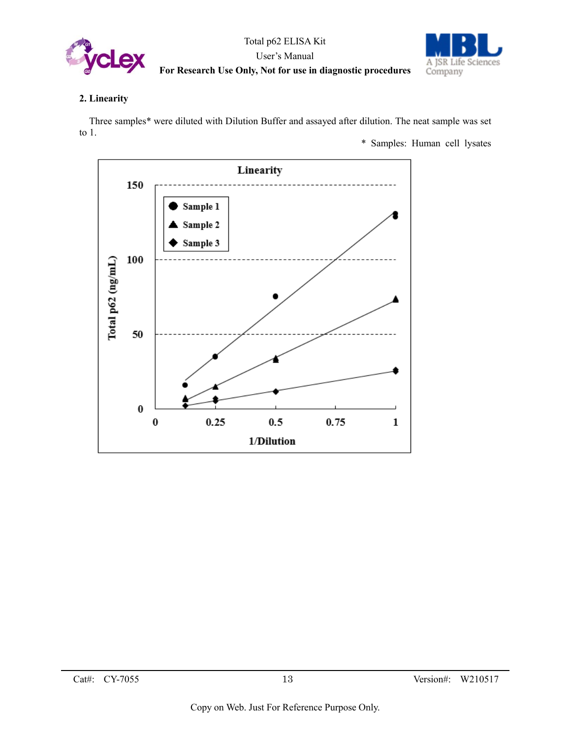## 2. Linearity

Three samples* were diluted with Dilution Buffer and assayed after dilution. The neat sample was set to 1.

\* Samples: Human cell lysates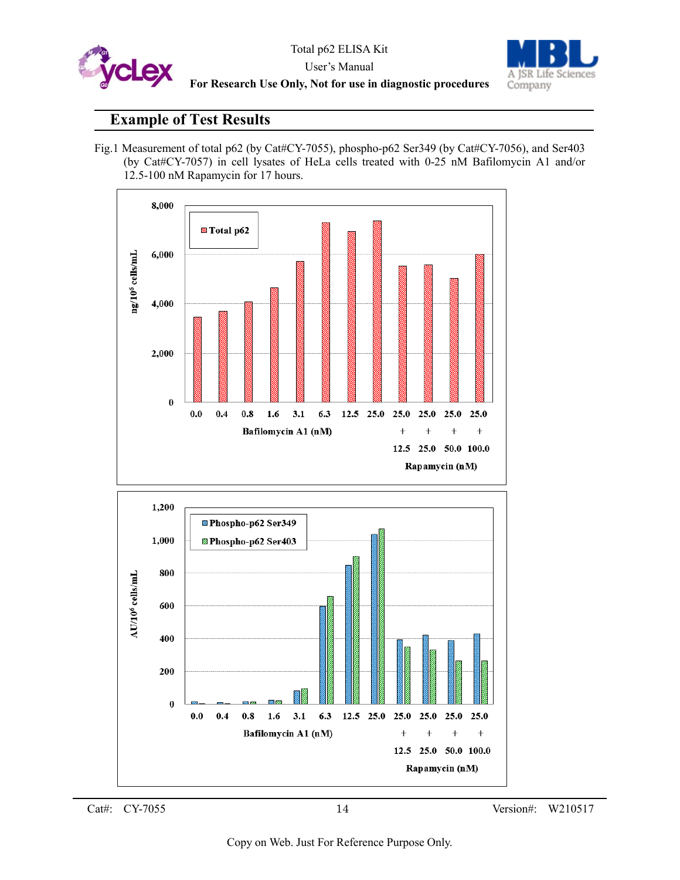## Example of Test Results

Fig.1 Measurement of total p62 (by Cat#CY-7055), phospho-p62 Ser349 (by Cat#CY-7056), and Ser403 (by Cat#CY-7057) in cell lysates of HeLa cells treated with 0-25 nM Bafilomycin A1 and/or 12.5-100 nM Rapamycin for 17 hours.

Copy on Web. Just For Reference Purpose Only.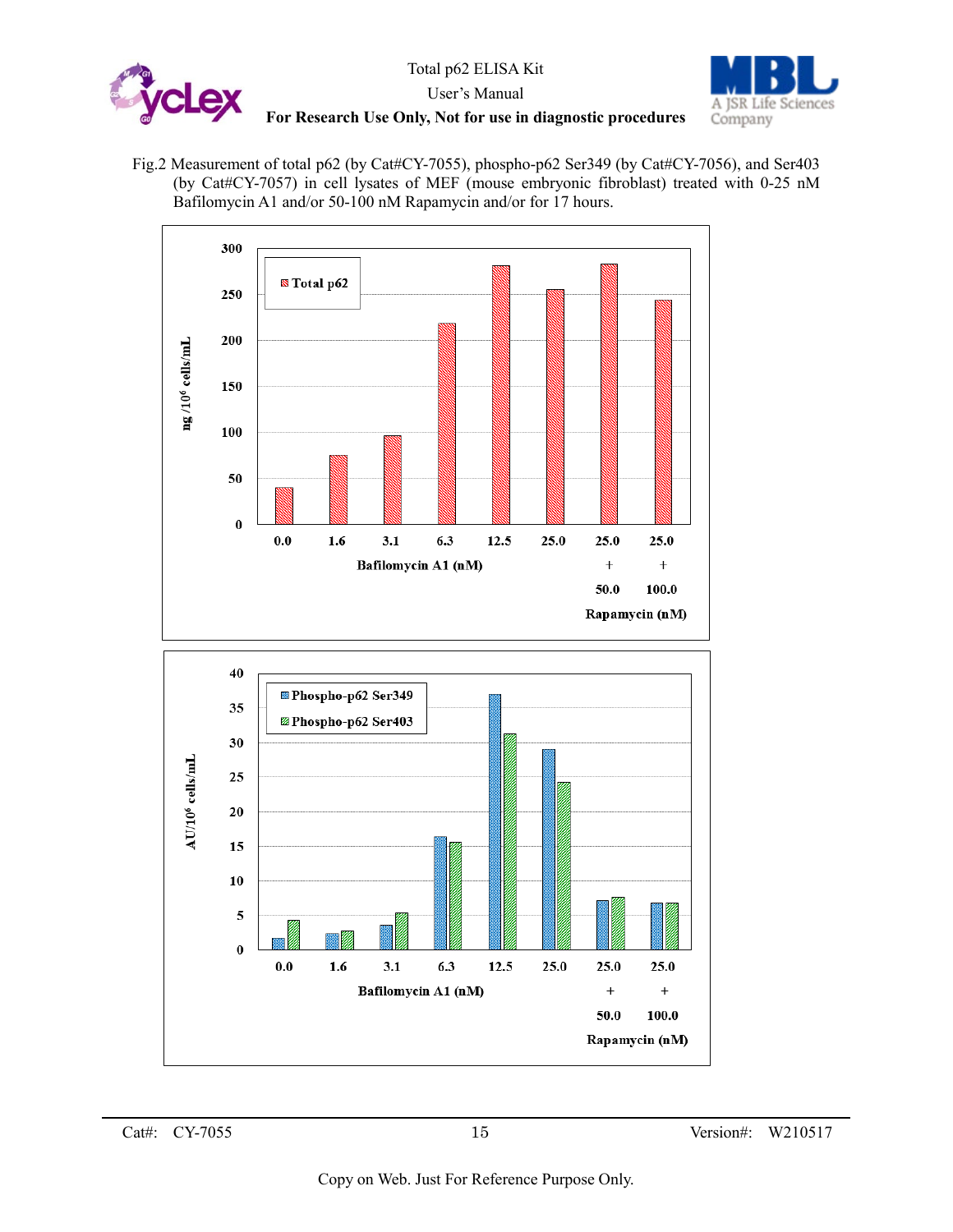Fig.2 Measurement of total p62 (by Cat#CY-7055), phospho-p62 Ser349 (by Cat#CY-7056), and Ser403 (by Cat#CY-7057) in cell lysates of MEF (mouse embryonic fibroblast) treated with 0-25 nM Bafilomycin A1 and/or 50-100 nM Rapamycin and/or for 17 hours.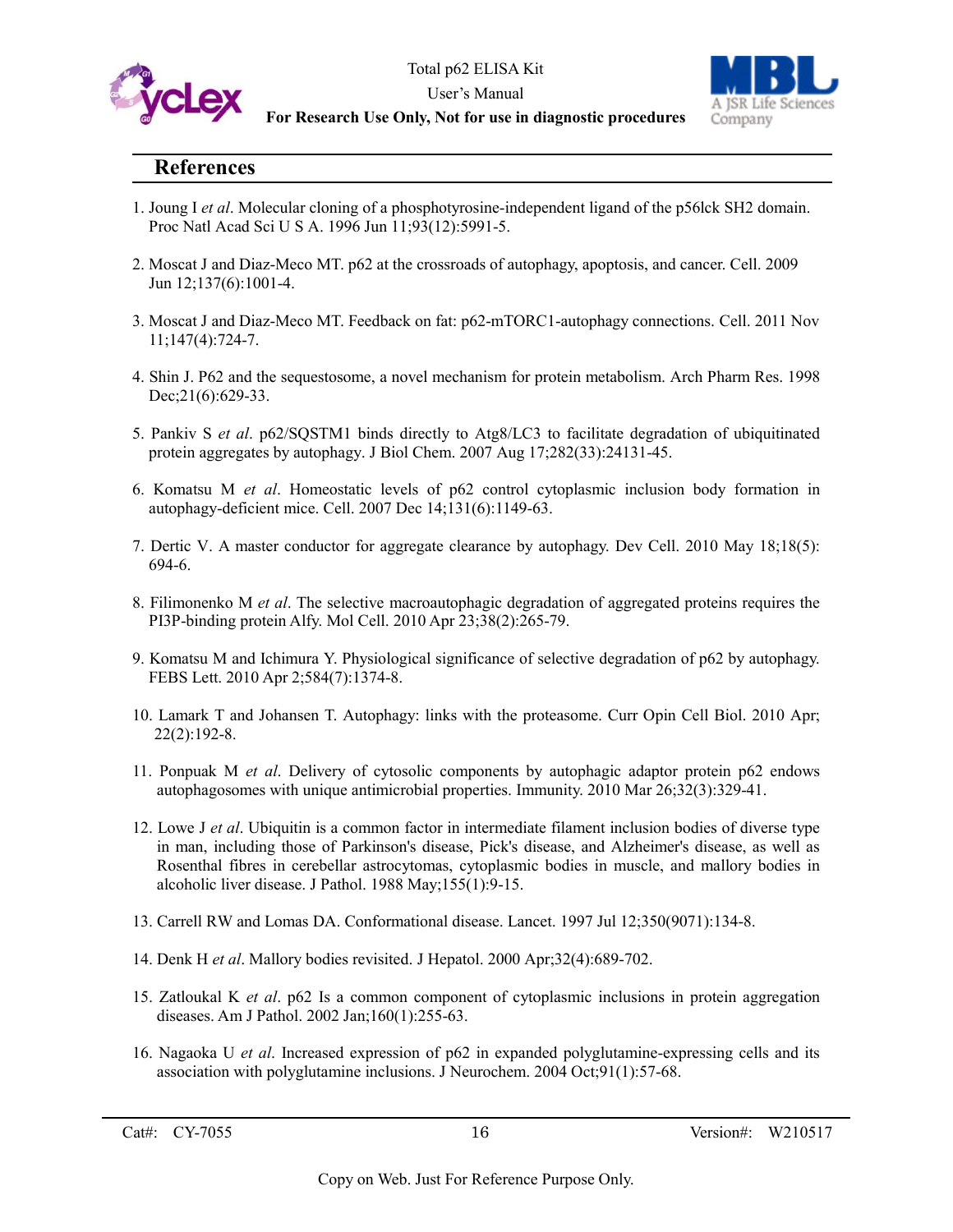## References

1. Joung I *et al*. Molecular cloning of a phosphotyrosine-independent ligand of the p56lck SH2 domain. Proc Natl Acad Sci U S A. 1996 Jun 11;93(12):5991-5.

2. Moscat J and Diaz-Meco MT. p62 at the crossroads of autophagy, apoptosis, and cancer. Cell. 2009 Jun 12;137(6):1001-4.

3. Moscat J and Diaz-Meco MT. Feedback on fat: p62-mTORC1-autophagy connections. Cell. 2011 Nov 11;147(4):724-7.

4. Shin J. P62 and the sequestosome, a novel mechanism for protein metabolism. Arch Pharm Res. 1998 Dec;21(6):629-33.

5. Pankiv S *et al*. p62/SQSTM1 binds directly to Atg8/LC3 to facilitate degradation of ubiquitinated protein aggregates by autophagy. J Biol Chem. 2007 Aug 17;282(33):24131-45.

6. Komatsu M *et al*. Homeostatic levels of p62 control cytoplasmic inclusion body formation in autophagy-deficient mice. Cell. 2007 Dec 14;131(6):1149-63.

7. Dertic V. A master conductor for aggregate clearance by autophagy. Dev Cell. 2010 May 18;18(5): 694-6.

8. Filimonenko M *et al*. The selective macroautophagic degradation of aggregated proteins requires the PI3P-binding protein Alfy. Mol Cell. 2010 Apr 23;38(2):265-79.

9. Komatsu M and Ichimura Y. Physiological significance of selective degradation of p62 by autophagy. FEBS Lett. 2010 Apr 2;584(7):1374-8.

10. Lamark T and Johansen T. Autophagy: links with the proteasome. Curr Opin Cell Biol. 2010 Apr; 22(2):192-8.

11. Ponpuak M *et al*. Delivery of cytosolic components by autophagic adaptor protein p62 endows autophagosomes with unique antimicrobial properties. Immunity. 2010 Mar 26;32(3):329-41.

12. Lowe J *et al*. Ubiquitin is a common factor in intermediate filament inclusion bodies of diverse type in man, including those of Parkinson's disease, Pick's disease, and Alzheimer's disease, as well as Rosenthal fibres in cerebellar astrocytomas, cytoplasmic bodies in muscle, and mallory bodies in alcoholic liver disease. J Pathol. 1988 May;155(1):9-15.

13. Carrell RW and Lomas DA. Conformational disease. Lancet. 1997 Jul 12;350(9071):134-8.

14. Denk H *et al*. Mallory bodies revisited. J Hepatol. 2000 Apr;32(4):689-702.

15. Zatloukal K *et al*. p62 Is a common component of cytoplasmic inclusions in protein aggregation diseases. Am J Pathol. 2002 Jan;160(1):255-63.

16. Nagaoka U *et al*. Increased expression of p62 in expanded polyglutamine-expressing cells and its association with polyglutamine inclusions. J Neurochem. 2004 Oct;91(1):57-68.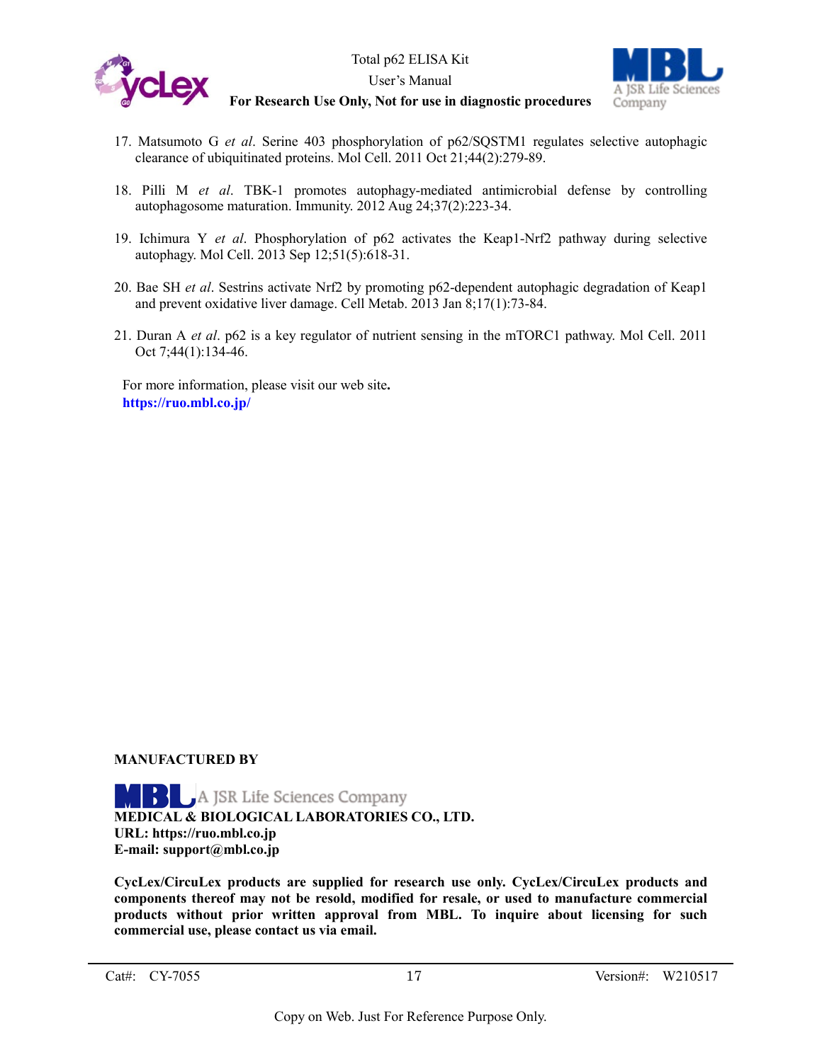17. Matsumoto G *et al*. Serine 403 phosphorylation of p62/SQSTM1 regulates selective autophagic clearance of ubiquitinated proteins. Mol Cell. 2011 Oct 21;44(2):279-89.

18. Pilli M *et al*. TBK-1 promotes autophagy-mediated antimicrobial defense by controlling autophagosome maturation. Immunity. 2012 Aug 24;37(2):223-34.

19. Ichimura Y *et al*. Phosphorylation of p62 activates the Keap1-Nrf2 pathway during selective autophagy. Mol Cell. 2013 Sep 12;51(5):618-31.

20. Bae SH *et al*. Sestrins activate Nrf2 by promoting p62-dependent autophagic degradation of Keap1 and prevent oxidative liver damage. Cell Metab. 2013 Jan 8;17(1):73-84.

21. Duran A *et al*. p62 is a key regulator of nutrient sensing in the mTORC1 pathway. Mol Cell. 2011 Oct 7;44(1):134-46.

For more information, please visit our web site**.**
**https://ruo.mbl.co.jp/**

**MANUFACTURED BY**

MBL A JSR Life Sciences Company
**MEDICAL & BIOLOGICAL LABORATORIES CO., LTD.**
**URL: https://ruo.mbl.co.jp**
**E-mail: support@mbl.co.jp**

**CycLex/CircuLex products are supplied for research use only. CycLex/CircuLex products and components thereof may not be resold, modified for resale, or used to manufacture commercial products without prior written approval from MBL. To inquire about licensing for such commercial use, please contact us via email.**